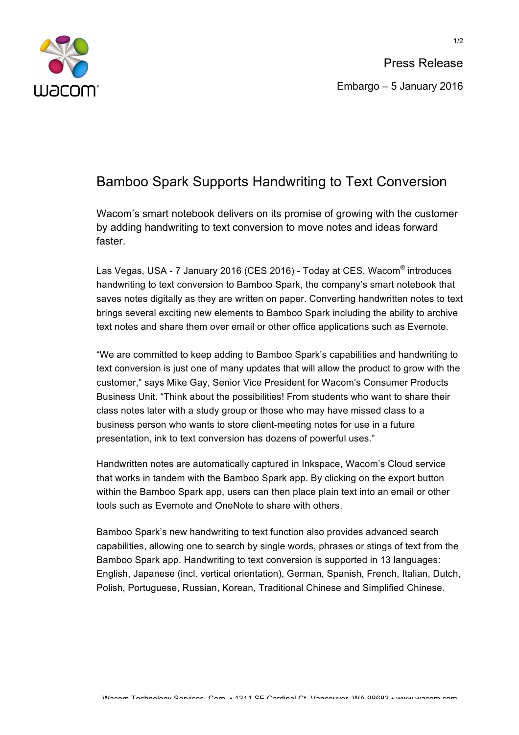Press Release

Embargo – 5 January 2016

# Bamboo Spark Supports Handwriting to Text Conversion

Wacom's smart notebook delivers on its promise of growing with the customer by adding handwriting to text conversion to move notes and ideas forward faster.

Las Vegas, USA - 7 January 2016 (CES 2016) - Today at CES, Wacom® introduces handwriting to text conversion to Bamboo Spark, the company's smart notebook that saves notes digitally as they are written on paper. Converting handwritten notes to text brings several exciting new elements to Bamboo Spark including the ability to archive text notes and share them over email or other office applications such as Evernote.

"We are committed to keep adding to Bamboo Spark's capabilities and handwriting to text conversion is just one of many updates that will allow the product to grow with the customer," says Mike Gay, Senior Vice President for Wacom's Consumer Products Business Unit. "Think about the possibilities! From students who want to share their class notes later with a study group or those who may have missed class to a business person who wants to store client-meeting notes for use in a future presentation, ink to text conversion has dozens of powerful uses."

Handwritten notes are automatically captured in Inkspace, Wacom's Cloud service that works in tandem with the Bamboo Spark app. By clicking on the export button within the Bamboo Spark app, users can then place plain text into an email or other tools such as Evernote and OneNote to share with others.

Bamboo Spark's new handwriting to text function also provides advanced search capabilities, allowing one to search by single words, phrases or stings of text from the Bamboo Spark app. Handwriting to text conversion is supported in 13 languages: English, Japanese (incl. vertical orientation), German, Spanish, French, Italian, Dutch, Polish, Portuguese, Russian, Korean, Traditional Chinese and Simplified Chinese.

Wacom Technology Services, Corp. • 1311 SE Cardinal Ct, Vancouver, WA 98683 • www.wacom.com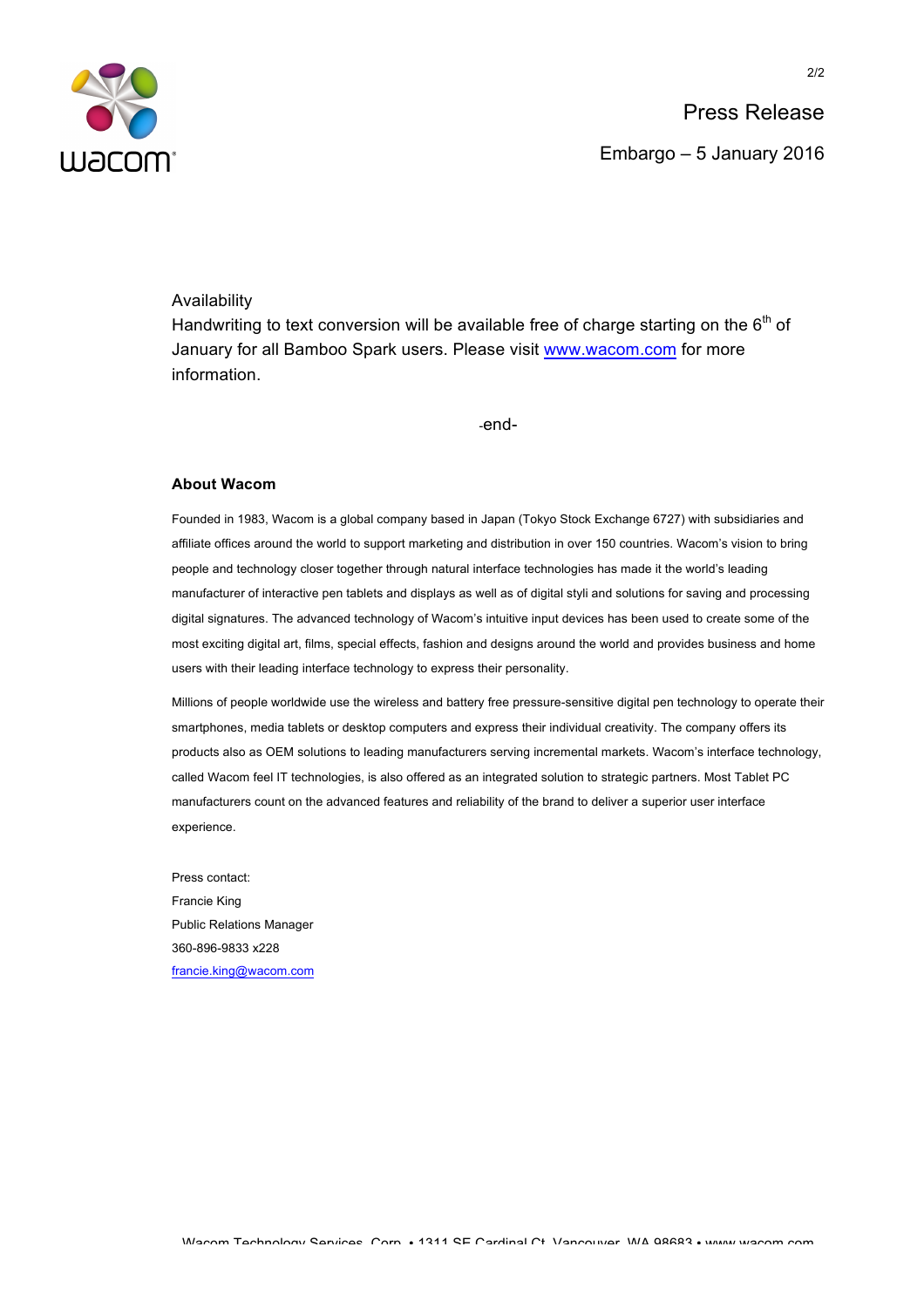Press Release

Embargo – 5 January 2016

Availability

Handwriting to text conversion will be available free of charge starting on the 6th of January for all Bamboo Spark users. Please visit www.wacom.com for more information.

-end-

**About Wacom**

Founded in 1983, Wacom is a global company based in Japan (Tokyo Stock Exchange 6727) with subsidiaries and affiliate offices around the world to support marketing and distribution in over 150 countries. Wacom's vision to bring people and technology closer together through natural interface technologies has made it the world's leading manufacturer of interactive pen tablets and displays as well as of digital styli and solutions for saving and processing digital signatures. The advanced technology of Wacom's intuitive input devices has been used to create some of the most exciting digital art, films, special effects, fashion and designs around the world and provides business and home users with their leading interface technology to express their personality.

Millions of people worldwide use the wireless and battery free pressure-sensitive digital pen technology to operate their smartphones, media tablets or desktop computers and express their individual creativity. The company offers its products also as OEM solutions to leading manufacturers serving incremental markets. Wacom's interface technology, called Wacom feel IT technologies, is also offered as an integrated solution to strategic partners. Most Tablet PC manufacturers count on the advanced features and reliability of the brand to deliver a superior user interface experience.

Press contact:
Francie King
Public Relations Manager
360-896-9833 x228
francie.king@wacom.com